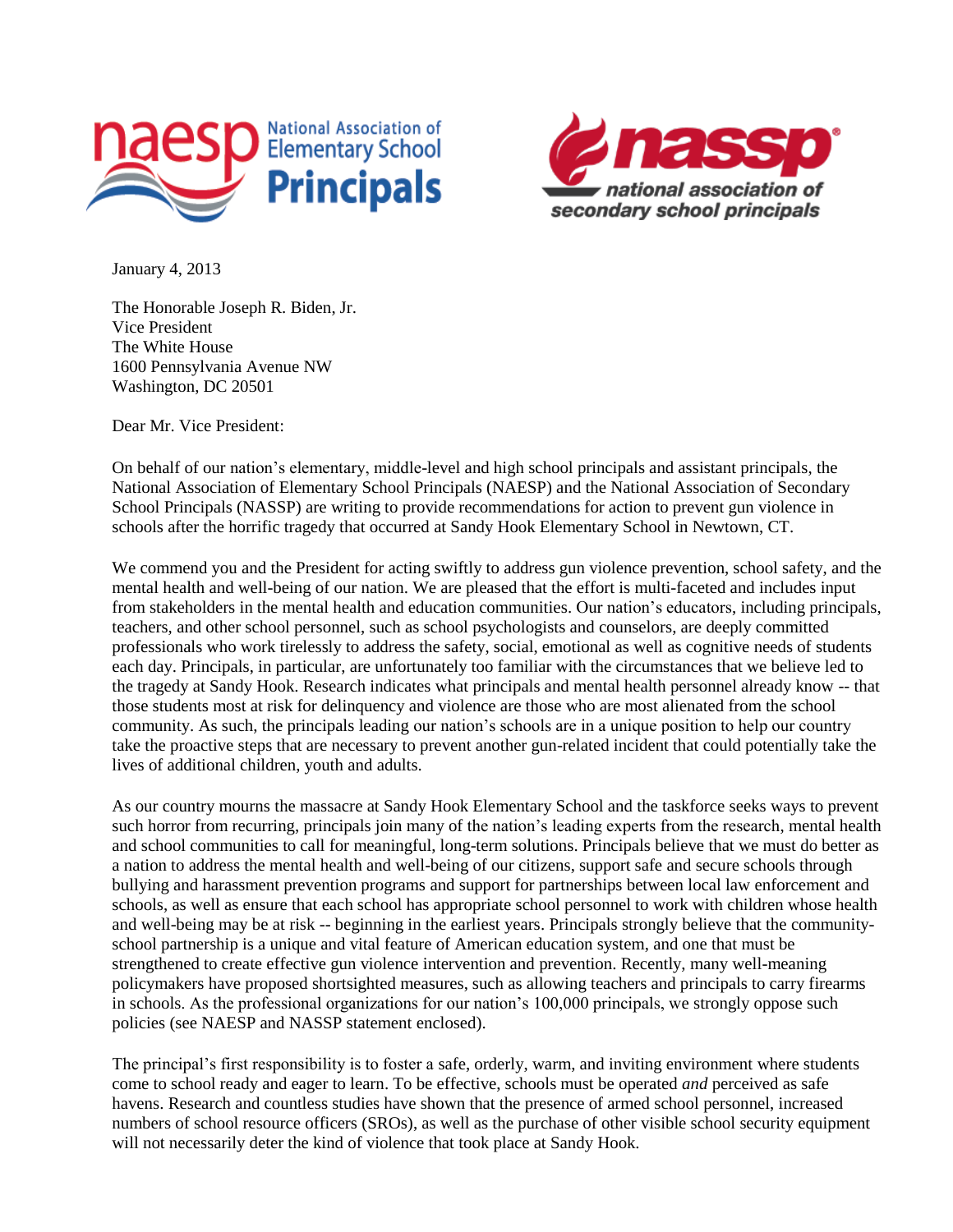naesp National Association of Elementary School Principals

nassp national association of secondary school principals

January 4, 2013

The Honorable Joseph R. Biden, Jr.
Vice President
The White House
1600 Pennsylvania Avenue NW
Washington, DC 20501

Dear Mr. Vice President:

On behalf of our nation's elementary, middle-level and high school principals and assistant principals, the National Association of Elementary School Principals (NAESP) and the National Association of Secondary School Principals (NASSP) are writing to provide recommendations for action to prevent gun violence in schools after the horrific tragedy that occurred at Sandy Hook Elementary School in Newtown, CT.

We commend you and the President for acting swiftly to address gun violence prevention, school safety, and the mental health and well-being of our nation. We are pleased that the effort is multi-faceted and includes input from stakeholders in the mental health and education communities. Our nation's educators, including principals, teachers, and other school personnel, such as school psychologists and counselors, are deeply committed professionals who work tirelessly to address the safety, social, emotional as well as cognitive needs of students each day. Principals, in particular, are unfortunately too familiar with the circumstances that we believe led to the tragedy at Sandy Hook. Research indicates what principals and mental health personnel already know -- that those students most at risk for delinquency and violence are those who are most alienated from the school community. As such, the principals leading our nation's schools are in a unique position to help our country take the proactive steps that are necessary to prevent another gun-related incident that could potentially take the lives of additional children, youth and adults.

As our country mourns the massacre at Sandy Hook Elementary School and the taskforce seeks ways to prevent such horror from recurring, principals join many of the nation's leading experts from the research, mental health and school communities to call for meaningful, long-term solutions. Principals believe that we must do better as a nation to address the mental health and well-being of our citizens, support safe and secure schools through bullying and harassment prevention programs and support for partnerships between local law enforcement and schools, as well as ensure that each school has appropriate school personnel to work with children whose health and well-being may be at risk -- beginning in the earliest years. Principals strongly believe that the community-school partnership is a unique and vital feature of American education system, and one that must be strengthened to create effective gun violence intervention and prevention. Recently, many well-meaning policymakers have proposed shortsighted measures, such as allowing teachers and principals to carry firearms in schools. As the professional organizations for our nation's 100,000 principals, we strongly oppose such policies (see NAESP and NASSP statement enclosed).

The principal's first responsibility is to foster a safe, orderly, warm, and inviting environment where students come to school ready and eager to learn. To be effective, schools must be operated *and* perceived as safe havens. Research and countless studies have shown that the presence of armed school personnel, increased numbers of school resource officers (SROs), as well as the purchase of other visible school security equipment will not necessarily deter the kind of violence that took place at Sandy Hook.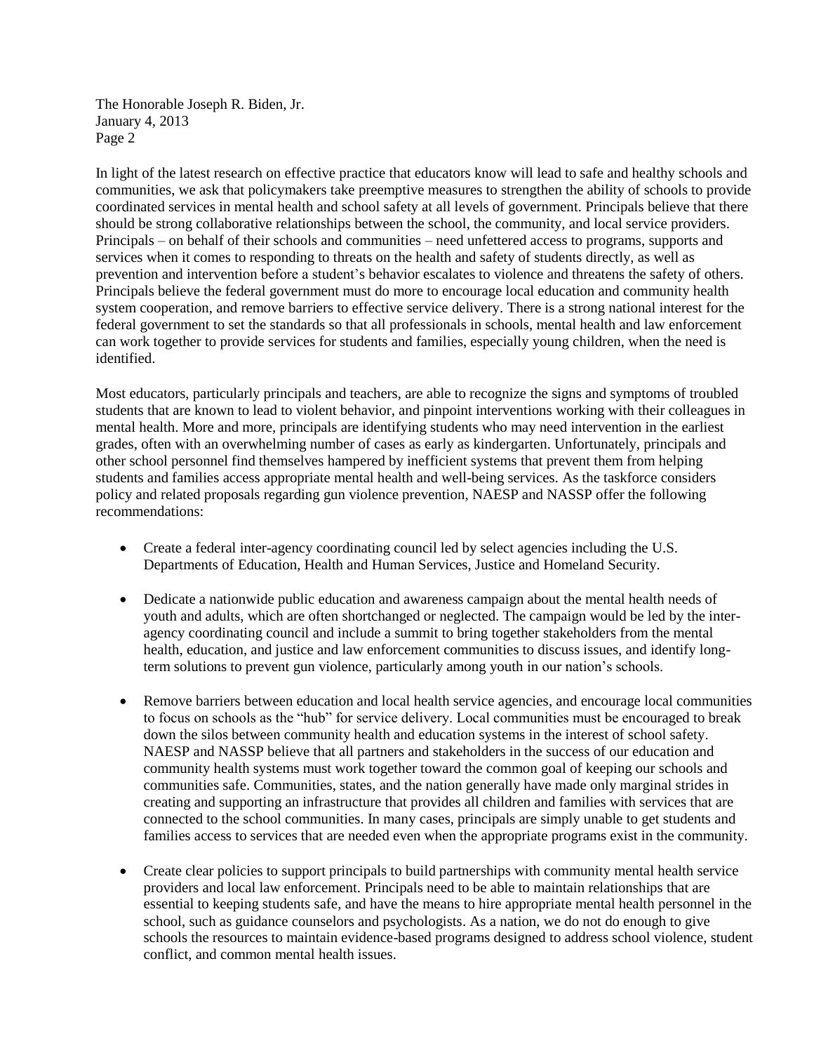In light of the latest research on effective practice that educators know will lead to safe and healthy schools and communities, we ask that policymakers take preemptive measures to strengthen the ability of schools to provide coordinated services in mental health and school safety at all levels of government. Principals believe that there should be strong collaborative relationships between the school, the community, and local service providers. Principals – on behalf of their schools and communities – need unfettered access to programs, supports and services when it comes to responding to threats on the health and safety of students directly, as well as prevention and intervention before a student's behavior escalates to violence and threatens the safety of others. Principals believe the federal government must do more to encourage local education and community health system cooperation, and remove barriers to effective service delivery. There is a strong national interest for the federal government to set the standards so that all professionals in schools, mental health and law enforcement can work together to provide services for students and families, especially young children, when the need is identified.

Most educators, particularly principals and teachers, are able to recognize the signs and symptoms of troubled students that are known to lead to violent behavior, and pinpoint interventions working with their colleagues in mental health. More and more, principals are identifying students who may need intervention in the earliest grades, often with an overwhelming number of cases as early as kindergarten. Unfortunately, principals and other school personnel find themselves hampered by inefficient systems that prevent them from helping students and families access appropriate mental health and well-being services. As the taskforce considers policy and related proposals regarding gun violence prevention, NAESP and NASSP offer the following recommendations:

- Create a federal inter-agency coordinating council led by select agencies including the U.S. Departments of Education, Health and Human Services, Justice and Homeland Security.

- Dedicate a nationwide public education and awareness campaign about the mental health needs of youth and adults, which are often shortchanged or neglected. The campaign would be led by the inter-agency coordinating council and include a summit to bring together stakeholders from the mental health, education, and justice and law enforcement communities to discuss issues, and identify long-term solutions to prevent gun violence, particularly among youth in our nation's schools.

- Remove barriers between education and local health service agencies, and encourage local communities to focus on schools as the "hub" for service delivery. Local communities must be encouraged to break down the silos between community health and education systems in the interest of school safety. NAESP and NASSP believe that all partners and stakeholders in the success of our education and community health systems must work together toward the common goal of keeping our schools and communities safe. Communities, states, and the nation generally have made only marginal strides in creating and supporting an infrastructure that provides all children and families with services that are connected to the school communities. In many cases, principals are simply unable to get students and families access to services that are needed even when the appropriate programs exist in the community.

- Create clear policies to support principals to build partnerships with community mental health service providers and local law enforcement. Principals need to be able to maintain relationships that are essential to keeping students safe, and have the means to hire appropriate mental health personnel in the school, such as guidance counselors and psychologists. As a nation, we do not do enough to give schools the resources to maintain evidence-based programs designed to address school violence, student conflict, and common mental health issues.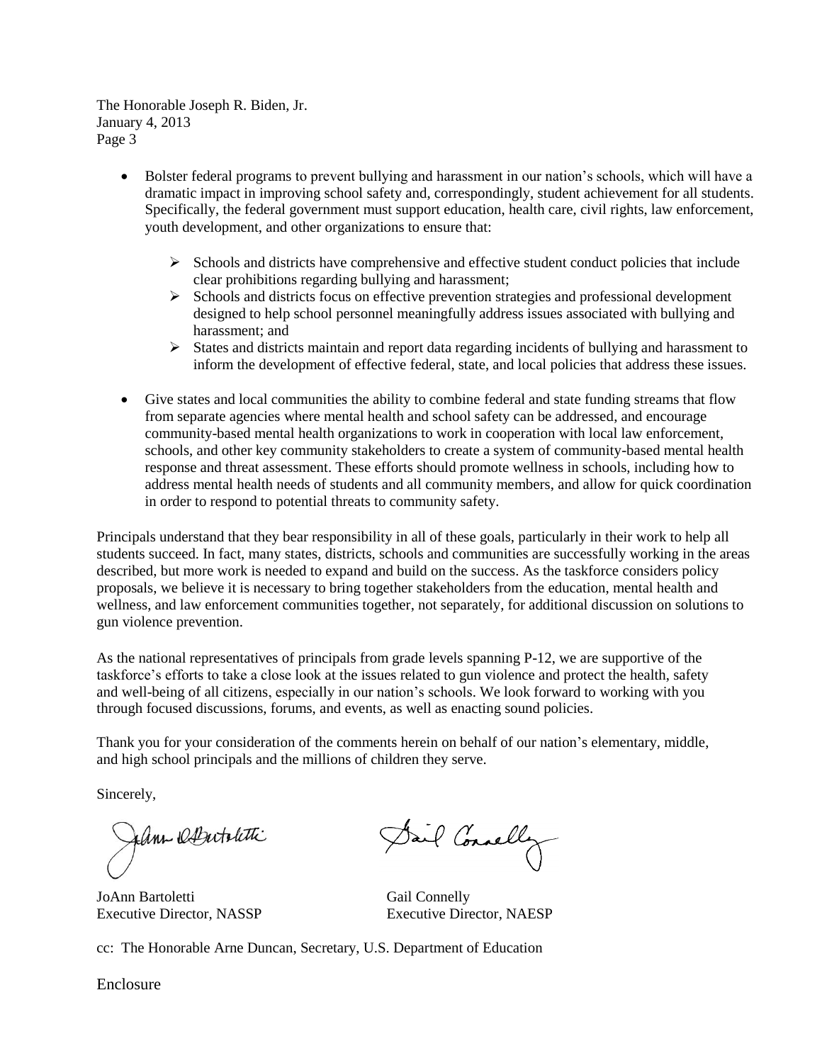- Bolster federal programs to prevent bullying and harassment in our nation's schools, which will have a dramatic impact in improving school safety and, correspondingly, student achievement for all students. Specifically, the federal government must support education, health care, civil rights, law enforcement, youth development, and other organizations to ensure that:

  - Schools and districts have comprehensive and effective student conduct policies that include clear prohibitions regarding bullying and harassment;
  - Schools and districts focus on effective prevention strategies and professional development designed to help school personnel meaningfully address issues associated with bullying and harassment; and
  - States and districts maintain and report data regarding incidents of bullying and harassment to inform the development of effective federal, state, and local policies that address these issues.

- Give states and local communities the ability to combine federal and state funding streams that flow from separate agencies where mental health and school safety can be addressed, and encourage community-based mental health organizations to work in cooperation with local law enforcement, schools, and other key community stakeholders to create a system of community-based mental health response and threat assessment. These efforts should promote wellness in schools, including how to address mental health needs of students and all community members, and allow for quick coordination in order to respond to potential threats to community safety.

Principals understand that they bear responsibility in all of these goals, particularly in their work to help all students succeed. In fact, many states, districts, schools and communities are successfully working in the areas described, but more work is needed to expand and build on the success. As the taskforce considers policy proposals, we believe it is necessary to bring together stakeholders from the education, mental health and wellness, and law enforcement communities together, not separately, for additional discussion on solutions to gun violence prevention.

As the national representatives of principals from grade levels spanning P-12, we are supportive of the taskforce's efforts to take a close look at the issues related to gun violence and protect the health, safety and well-being of all citizens, especially in our nation's schools. We look forward to working with you through focused discussions, forums, and events, as well as enacting sound policies.

Thank you for your consideration of the comments herein on behalf of our nation's elementary, middle, and high school principals and the millions of children they serve.

Sincerely,

JoAnn Bartoletti
Executive Director, NASSP

Gail Connelly
Executive Director, NAESP

cc: The Honorable Arne Duncan, Secretary, U.S. Department of Education

Enclosure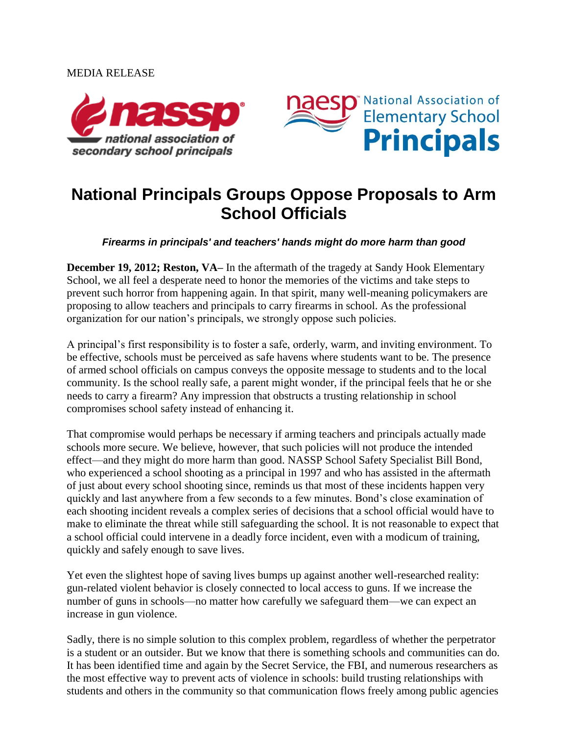MEDIA RELEASE

# National Principals Groups Oppose Proposals to Arm School Officials

***Firearms in principals' and teachers' hands might do more harm than good***

**December 19, 2012; Reston, VA–** In the aftermath of the tragedy at Sandy Hook Elementary School, we all feel a desperate need to honor the memories of the victims and take steps to prevent such horror from happening again. In that spirit, many well-meaning policymakers are proposing to allow teachers and principals to carry firearms in school. As the professional organization for our nation's principals, we strongly oppose such policies.

A principal's first responsibility is to foster a safe, orderly, warm, and inviting environment. To be effective, schools must be perceived as safe havens where students want to be. The presence of armed school officials on campus conveys the opposite message to students and to the local community. Is the school really safe, a parent might wonder, if the principal feels that he or she needs to carry a firearm? Any impression that obstructs a trusting relationship in school compromises school safety instead of enhancing it.

That compromise would perhaps be necessary if arming teachers and principals actually made schools more secure. We believe, however, that such policies will not produce the intended effect—and they might do more harm than good. NASSP School Safety Specialist Bill Bond, who experienced a school shooting as a principal in 1997 and who has assisted in the aftermath of just about every school shooting since, reminds us that most of these incidents happen very quickly and last anywhere from a few seconds to a few minutes. Bond's close examination of each shooting incident reveals a complex series of decisions that a school official would have to make to eliminate the threat while still safeguarding the school. It is not reasonable to expect that a school official could intervene in a deadly force incident, even with a modicum of training, quickly and safely enough to save lives.

Yet even the slightest hope of saving lives bumps up against another well-researched reality: gun-related violent behavior is closely connected to local access to guns. If we increase the number of guns in schools—no matter how carefully we safeguard them—we can expect an increase in gun violence.

Sadly, there is no simple solution to this complex problem, regardless of whether the perpetrator is a student or an outsider. But we know that there is something schools and communities can do. It has been identified time and again by the Secret Service, the FBI, and numerous researchers as the most effective way to prevent acts of violence in schools: build trusting relationships with students and others in the community so that communication flows freely among public agencies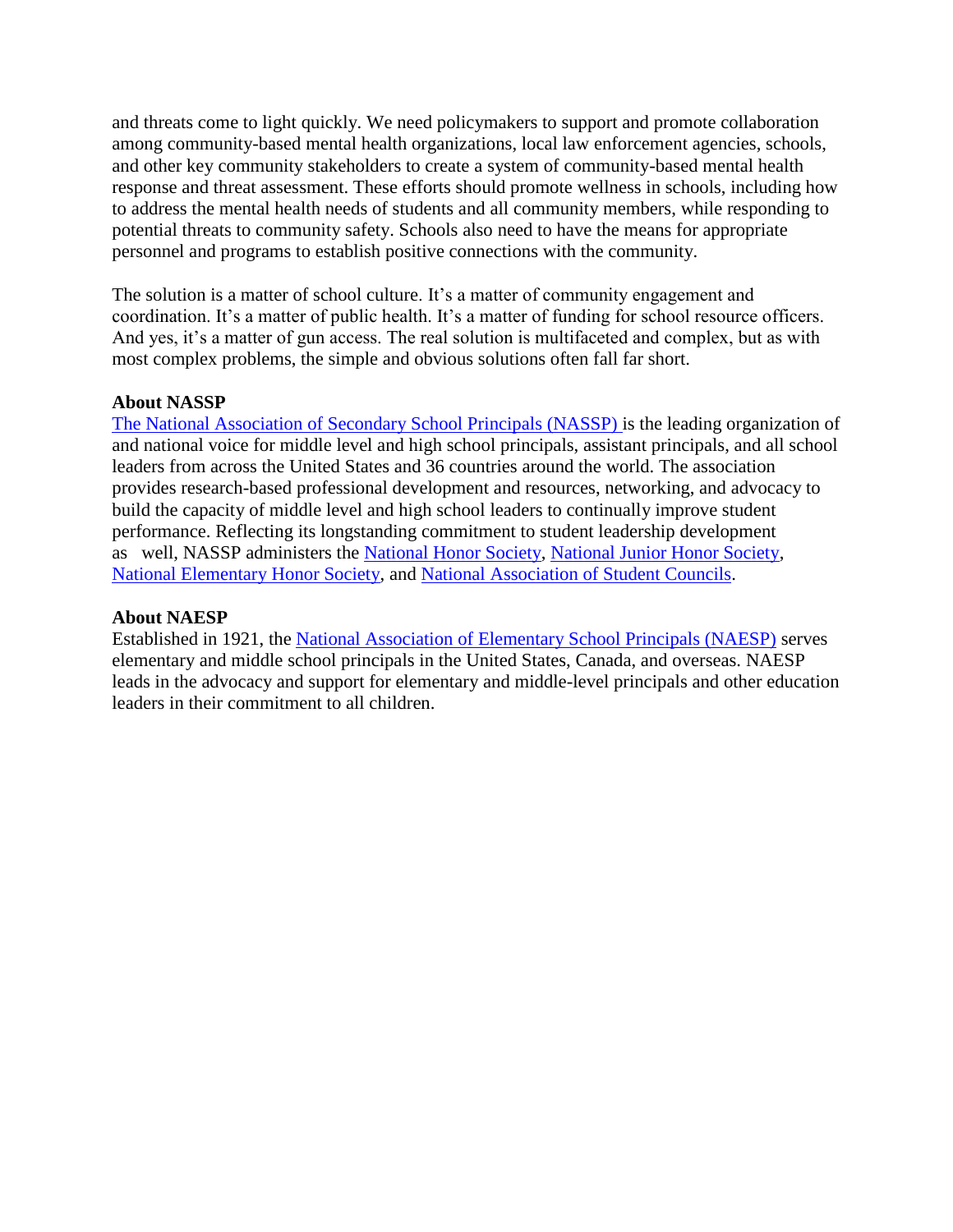and threats come to light quickly. We need policymakers to support and promote collaboration among community-based mental health organizations, local law enforcement agencies, schools, and other key community stakeholders to create a system of community-based mental health response and threat assessment. These efforts should promote wellness in schools, including how to address the mental health needs of students and all community members, while responding to potential threats to community safety. Schools also need to have the means for appropriate personnel and programs to establish positive connections with the community.

The solution is a matter of school culture. It's a matter of community engagement and coordination. It's a matter of public health. It's a matter of funding for school resource officers. And yes, it's a matter of gun access. The real solution is multifaceted and complex, but as with most complex problems, the simple and obvious solutions often fall far short.

**About NASSP**

The National Association of Secondary School Principals (NASSP) is the leading organization of and national voice for middle level and high school principals, assistant principals, and all school leaders from across the United States and 36 countries around the world. The association provides research-based professional development and resources, networking, and advocacy to build the capacity of middle level and high school leaders to continually improve student performance. Reflecting its longstanding commitment to student leadership development as well, NASSP administers the National Honor Society, National Junior Honor Society, National Elementary Honor Society, and National Association of Student Councils.

**About NAESP**

Established in 1921, the National Association of Elementary School Principals (NAESP) serves elementary and middle school principals in the United States, Canada, and overseas. NAESP leads in the advocacy and support for elementary and middle-level principals and other education leaders in their commitment to all children.